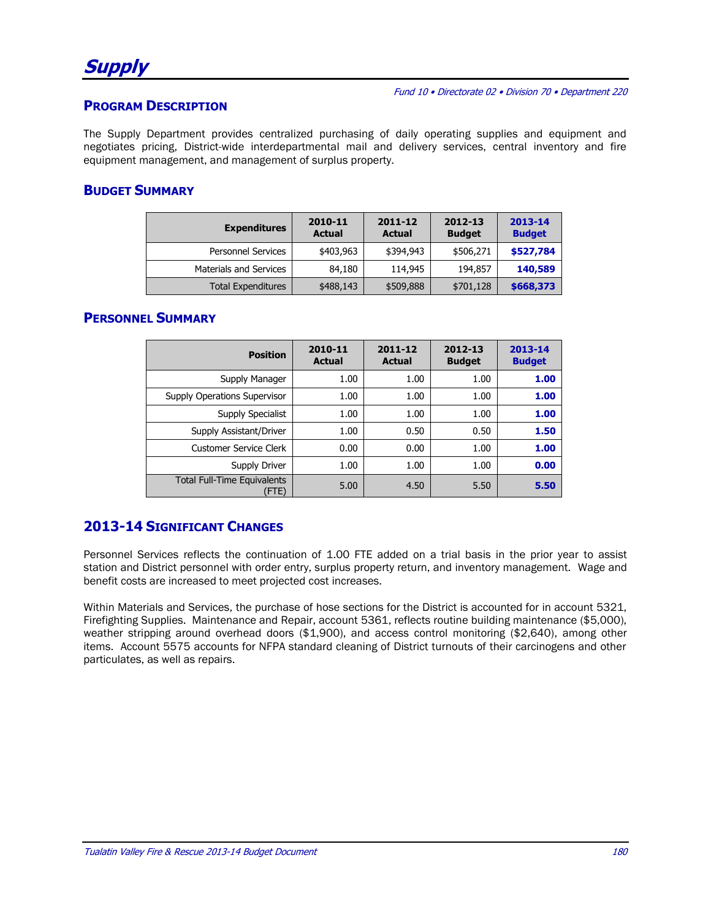# Supply

*Fund 10 • Directorate 02 • Division 70 • Department 220*

## Program Description

The Supply Department provides centralized purchasing of daily operating supplies and equipment and negotiates pricing, District-wide interdepartmental mail and delivery services, central inventory and fire equipment management, and management of surplus property.

## Budget Summary

| Expenditures | 2010-11 Actual | 2011-12 Actual | 2012-13 Budget | 2013-14 Budget |
|---|---|---|---|---|
| Personnel Services | $403,963 | $394,943 | $506,271 | **$527,784** |
| Materials and Services | 84,180 | 114,945 | 194,857 | **140,589** |
| Total Expenditures | $488,143 | $509,888 | $701,128 | **$668,373** |

## Personnel Summary

| Position | 2010-11 Actual | 2011-12 Actual | 2012-13 Budget | 2013-14 Budget |
|---|---|---|---|---|
| Supply Manager | 1.00 | 1.00 | 1.00 | **1.00** |
| Supply Operations Supervisor | 1.00 | 1.00 | 1.00 | **1.00** |
| Supply Specialist | 1.00 | 1.00 | 1.00 | **1.00** |
| Supply Assistant/Driver | 1.00 | 0.50 | 0.50 | **1.50** |
| Customer Service Clerk | 0.00 | 0.00 | 1.00 | **1.00** |
| Supply Driver | 1.00 | 1.00 | 1.00 | **0.00** |
| Total Full-Time Equivalents (FTE) | 5.00 | 4.50 | 5.50 | **5.50** |

## 2013-14 Significant Changes

Personnel Services reflects the continuation of 1.00 FTE added on a trial basis in the prior year to assist station and District personnel with order entry, surplus property return, and inventory management. Wage and benefit costs are increased to meet projected cost increases.

Within Materials and Services, the purchase of hose sections for the District is accounted for in account 5321, Firefighting Supplies. Maintenance and Repair, account 5361, reflects routine building maintenance ($5,000), weather stripping around overhead doors ($1,900), and access control monitoring ($2,640), among other items. Account 5575 accounts for NFPA standard cleaning of District turnouts of their carcinogens and other particulates, as well as repairs.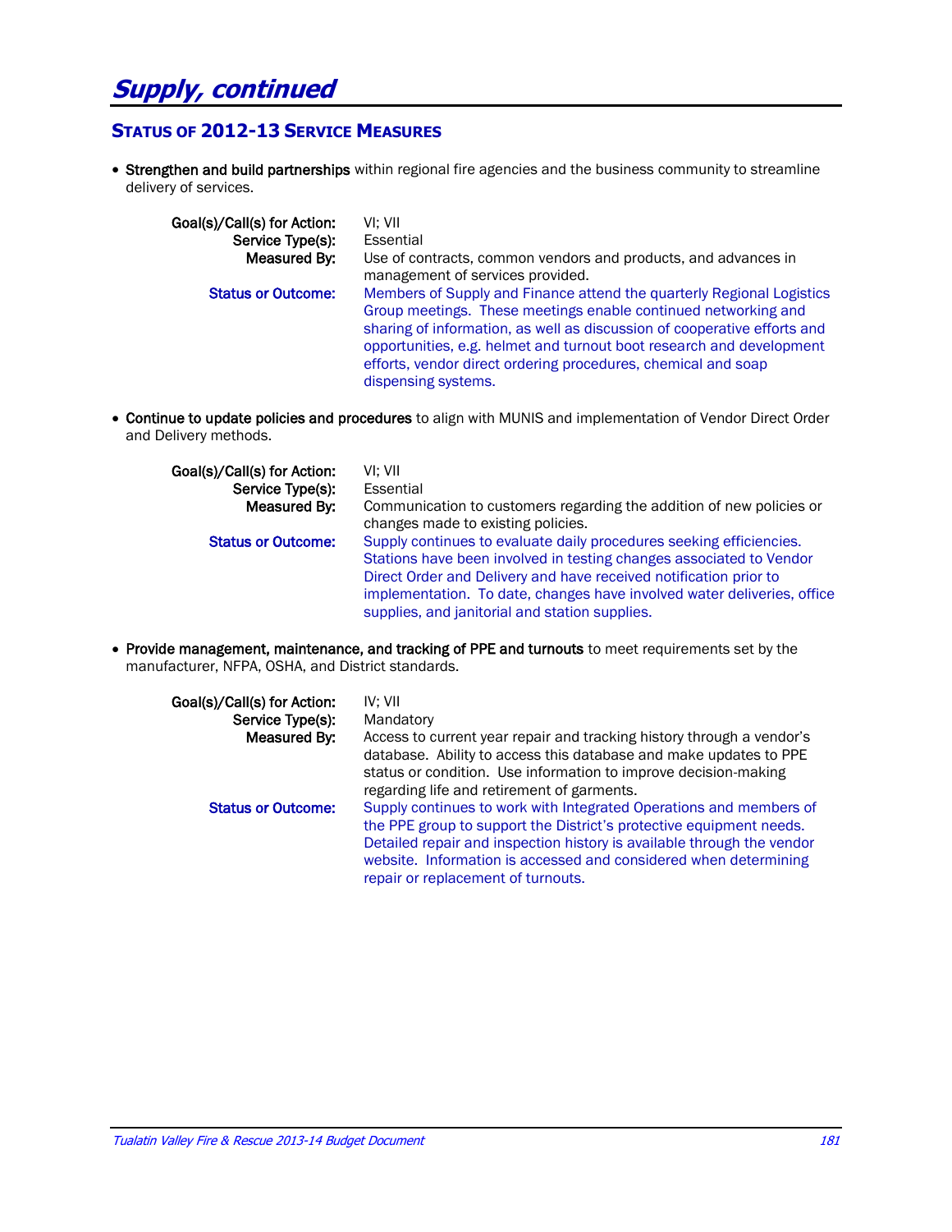# Supply, continued

## Status of 2012-13 Service Measures

- **Strengthen and build partnerships** within regional fire agencies and the business community to streamline delivery of services.

  **Goal(s)/Call(s) for Action:** VI; VII
  **Service Type(s):** Essential
  **Measured By:** Use of contracts, common vendors and products, and advances in management of services provided.
  **Status or Outcome:** Members of Supply and Finance attend the quarterly Regional Logistics Group meetings. These meetings enable continued networking and sharing of information, as well as discussion of cooperative efforts and opportunities, e.g. helmet and turnout boot research and development efforts, vendor direct ordering procedures, chemical and soap dispensing systems.

- **Continue to update policies and procedures** to align with MUNIS and implementation of Vendor Direct Order and Delivery methods.

  **Goal(s)/Call(s) for Action:** VI; VII
  **Service Type(s):** Essential
  **Measured By:** Communication to customers regarding the addition of new policies or changes made to existing policies.
  **Status or Outcome:** Supply continues to evaluate daily procedures seeking efficiencies. Stations have been involved in testing changes associated to Vendor Direct Order and Delivery and have received notification prior to implementation. To date, changes have involved water deliveries, office supplies, and janitorial and station supplies.

- **Provide management, maintenance, and tracking of PPE and turnouts** to meet requirements set by the manufacturer, NFPA, OSHA, and District standards.

  **Goal(s)/Call(s) for Action:** IV; VII
  **Service Type(s):** Mandatory
  **Measured By:** Access to current year repair and tracking history through a vendor's database. Ability to access this database and make updates to PPE status or condition. Use information to improve decision-making regarding life and retirement of garments.
  **Status or Outcome:** Supply continues to work with Integrated Operations and members of the PPE group to support the District's protective equipment needs. Detailed repair and inspection history is available through the vendor website. Information is accessed and considered when determining repair or replacement of turnouts.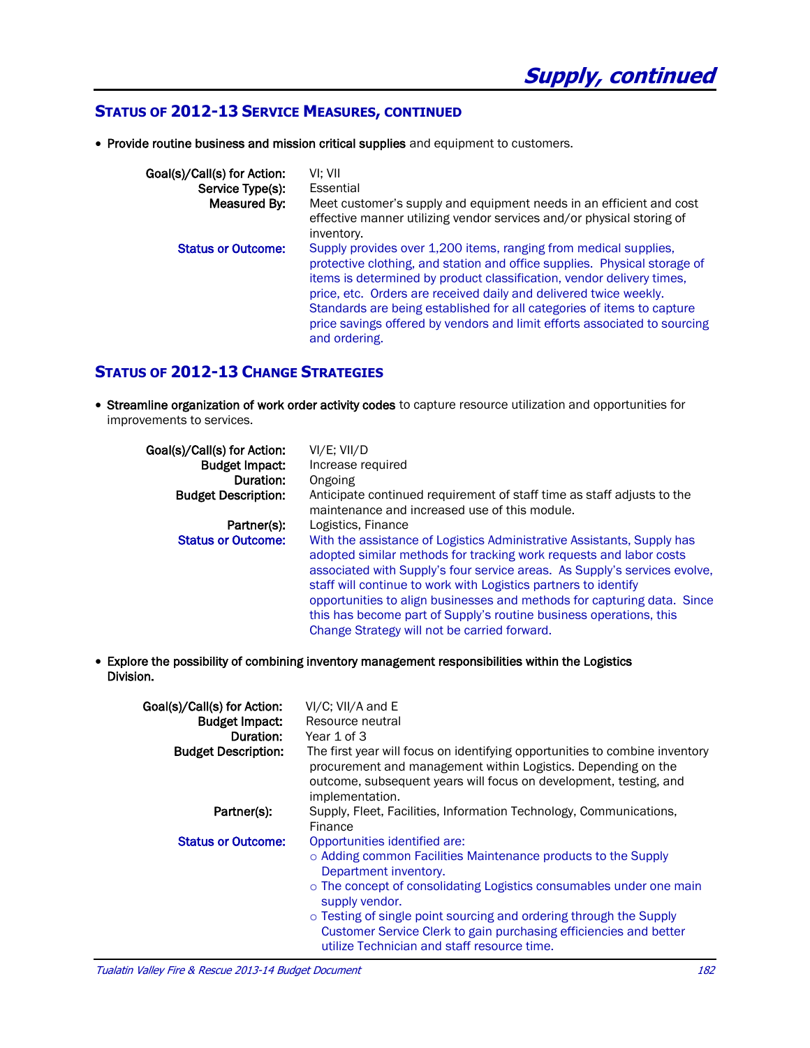# Supply, continued

## Status of 2012-13 Service Measures, continued

- **Provide routine business and mission critical supplies** and equipment to customers.

**Goal(s)/Call(s) for Action:** VI; VII
**Service Type(s):** Essential
**Measured By:** Meet customer's supply and equipment needs in an efficient and cost effective manner utilizing vendor services and/or physical storing of inventory.
**Status or Outcome:** Supply provides over 1,200 items, ranging from medical supplies, protective clothing, and station and office supplies. Physical storage of items is determined by product classification, vendor delivery times, price, etc. Orders are received daily and delivered twice weekly. Standards are being established for all categories of items to capture price savings offered by vendors and limit efforts associated to sourcing and ordering.

## Status of 2012-13 Change Strategies

- **Streamline organization of work order activity codes** to capture resource utilization and opportunities for improvements to services.

**Goal(s)/Call(s) for Action:** VI/E; VII/D
**Budget Impact:** Increase required
**Duration:** Ongoing
**Budget Description:** Anticipate continued requirement of staff time as staff adjusts to the maintenance and increased use of this module.
**Partner(s):** Logistics, Finance
**Status or Outcome:** With the assistance of Logistics Administrative Assistants, Supply has adopted similar methods for tracking work requests and labor costs associated with Supply's four service areas. As Supply's services evolve, staff will continue to work with Logistics partners to identify opportunities to align businesses and methods for capturing data. Since this has become part of Supply's routine business operations, this Change Strategy will not be carried forward.

- **Explore the possibility of combining inventory management responsibilities within the Logistics Division.**

**Goal(s)/Call(s) for Action:** VI/C; VII/A and E
**Budget Impact:** Resource neutral
**Duration:** Year 1 of 3
**Budget Description:** The first year will focus on identifying opportunities to combine inventory procurement and management within Logistics. Depending on the outcome, subsequent years will focus on development, testing, and implementation.
**Partner(s):** Supply, Fleet, Facilities, Information Technology, Communications, Finance
**Status or Outcome:** Opportunities identified are:

- Adding common Facilities Maintenance products to the Supply Department inventory.
- The concept of consolidating Logistics consumables under one main supply vendor.
- Testing of single point sourcing and ordering through the Supply Customer Service Clerk to gain purchasing efficiencies and better utilize Technician and staff resource time.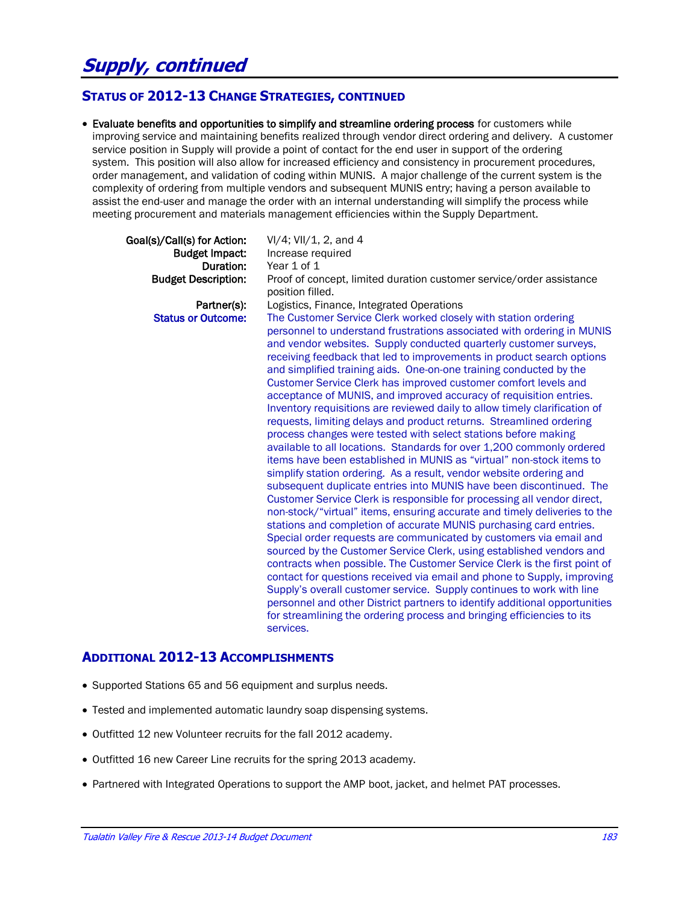# Supply, continued

## STATUS OF 2012-13 CHANGE STRATEGIES, CONTINUED

- **Evaluate benefits and opportunities to simplify and streamline ordering process** for customers while improving service and maintaining benefits realized through vendor direct ordering and delivery. A customer service position in Supply will provide a point of contact for the end user in support of the ordering system. This position will also allow for increased efficiency and consistency in procurement procedures, order management, and validation of coding within MUNIS. A major challenge of the current system is the complexity of ordering from multiple vendors and subsequent MUNIS entry; having a person available to assist the end-user and manage the order with an internal understanding will simplify the process while meeting procurement and materials management efficiencies within the Supply Department.

**Goal(s)/Call(s) for Action:** VI/4; VII/1, 2, and 4

**Budget Impact:** Increase required

**Duration:** Year 1 of 1

**Budget Description:** Proof of concept, limited duration customer service/order assistance position filled.

**Partner(s):** Logistics, Finance, Integrated Operations

**Status or Outcome:** The Customer Service Clerk worked closely with station ordering personnel to understand frustrations associated with ordering in MUNIS and vendor websites. Supply conducted quarterly customer surveys, receiving feedback that led to improvements in product search options and simplified training aids. One-on-one training conducted by the Customer Service Clerk has improved customer comfort levels and acceptance of MUNIS, and improved accuracy of requisition entries. Inventory requisitions are reviewed daily to allow timely clarification of requests, limiting delays and product returns. Streamlined ordering process changes were tested with select stations before making available to all locations. Standards for over 1,200 commonly ordered items have been established in MUNIS as "virtual" non-stock items to simplify station ordering. As a result, vendor website ordering and subsequent duplicate entries into MUNIS have been discontinued. The Customer Service Clerk is responsible for processing all vendor direct, non-stock/"virtual" items, ensuring accurate and timely deliveries to the stations and completion of accurate MUNIS purchasing card entries. Special order requests are communicated by customers via email and sourced by the Customer Service Clerk, using established vendors and contracts when possible. The Customer Service Clerk is the first point of contact for questions received via email and phone to Supply, improving Supply's overall customer service. Supply continues to work with line personnel and other District partners to identify additional opportunities for streamlining the ordering process and bringing efficiencies to its services.

## ADDITIONAL 2012-13 ACCOMPLISHMENTS

- Supported Stations 65 and 56 equipment and surplus needs.
- Tested and implemented automatic laundry soap dispensing systems.
- Outfitted 12 new Volunteer recruits for the fall 2012 academy.
- Outfitted 16 new Career Line recruits for the spring 2013 academy.
- Partnered with Integrated Operations to support the AMP boot, jacket, and helmet PAT processes.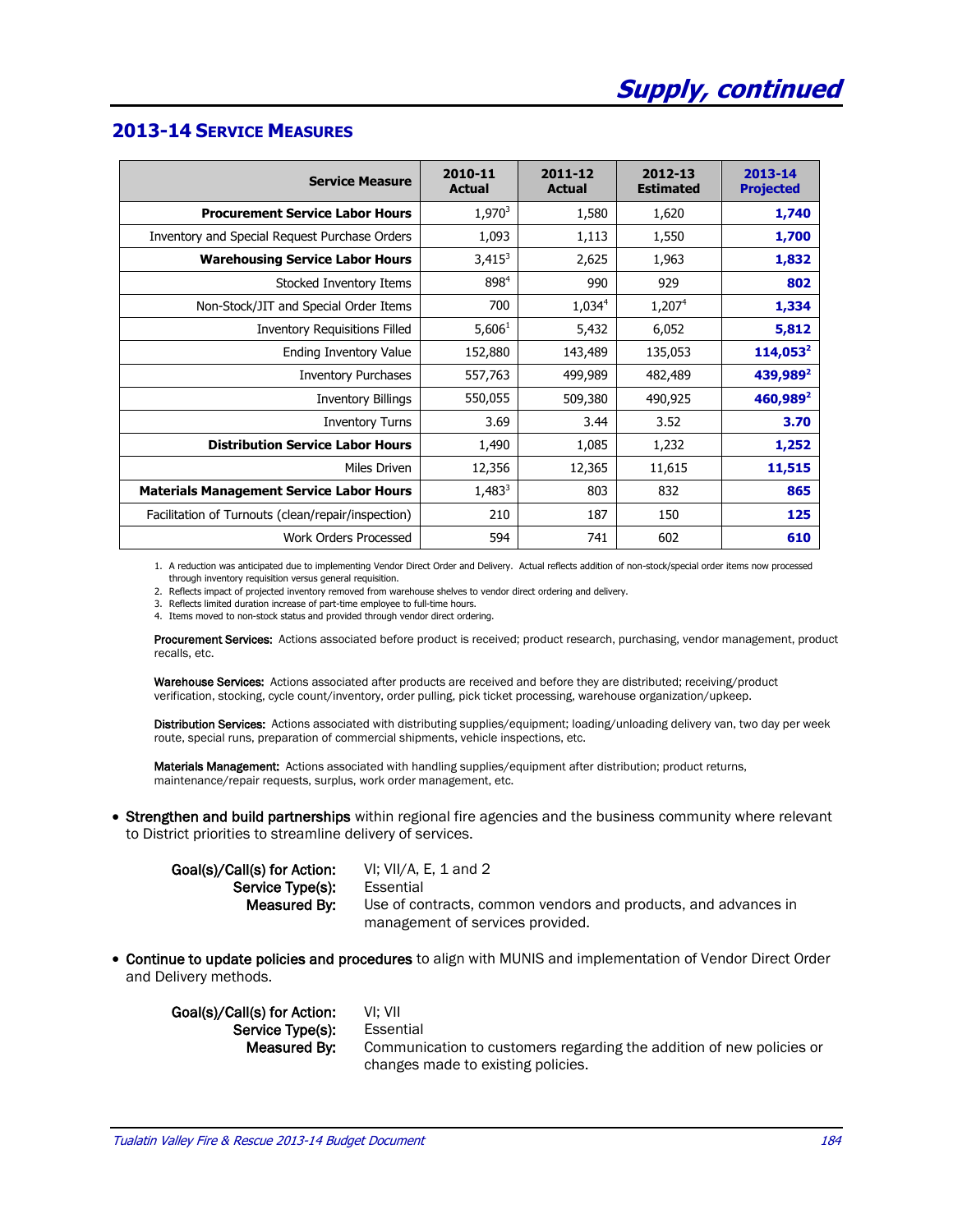# Supply, continued

## 2013-14 Service Measures

| Service Measure | 2010-11 Actual | 2011-12 Actual | 2012-13 Estimated | 2013-14 Projected |
|---|---|---|---|---|
| **Procurement Service Labor Hours** | 1,970[3] | 1,580 | 1,620 | **1,740** |
| Inventory and Special Request Purchase Orders | 1,093 | 1,113 | 1,550 | **1,700** |
| **Warehousing Service Labor Hours** | 3,415[3] | 2,625 | 1,963 | **1,832** |
| Stocked Inventory Items | 898[4] | 990 | 929 | **802** |
| Non-Stock/JIT and Special Order Items | 700 | 1,034[4] | 1,207[4] | **1,334** |
| Inventory Requisitions Filled | 5,606[1] | 5,432 | 6,052 | **5,812** |
| Ending Inventory Value | 152,880 | 143,489 | 135,053 | **114,053[2]** |
| Inventory Purchases | 557,763 | 499,989 | 482,489 | **439,989[2]** |
| Inventory Billings | 550,055 | 509,380 | 490,925 | **460,989[2]** |
| Inventory Turns | 3.69 | 3.44 | 3.52 | **3.70** |
| **Distribution Service Labor Hours** | 1,490 | 1,085 | 1,232 | **1,252** |
| Miles Driven | 12,356 | 12,365 | 11,615 | **11,515** |
| **Materials Management Service Labor Hours** | 1,483[3] | 803 | 832 | **865** |
| Facilitation of Turnouts (clean/repair/inspection) | 210 | 187 | 150 | **125** |
| Work Orders Processed | 594 | 741 | 602 | **610** |

1. A reduction was anticipated due to implementing Vendor Direct Order and Delivery. Actual reflects addition of non-stock/special order items now processed through inventory requisition versus general requisition.
2. Reflects impact of projected inventory removed from warehouse shelves to vendor direct ordering and delivery.
3. Reflects limited duration increase of part-time employee to full-time hours.
4. Items moved to non-stock status and provided through vendor direct ordering.

**Procurement Services:** Actions associated before product is received; product research, purchasing, vendor management, product recalls, etc.

**Warehouse Services:** Actions associated after products are received and before they are distributed; receiving/product verification, stocking, cycle count/inventory, order pulling, pick ticket processing, warehouse organization/upkeep.

**Distribution Services:** Actions associated with distributing supplies/equipment; loading/unloading delivery van, two day per week route, special runs, preparation of commercial shipments, vehicle inspections, etc.

**Materials Management:** Actions associated with handling supplies/equipment after distribution; product returns, maintenance/repair requests, surplus, work order management, etc.

- **Strengthen and build partnerships** within regional fire agencies and the business community where relevant to District priorities to streamline delivery of services.

  **Goal(s)/Call(s) for Action:** VI; VII/A, E, 1 and 2
  **Service Type(s):** Essential
  **Measured By:** Use of contracts, common vendors and products, and advances in management of services provided.

- **Continue to update policies and procedures** to align with MUNIS and implementation of Vendor Direct Order and Delivery methods.

  **Goal(s)/Call(s) for Action:** VI; VII
  **Service Type(s):** Essential
  **Measured By:** Communication to customers regarding the addition of new policies or changes made to existing policies.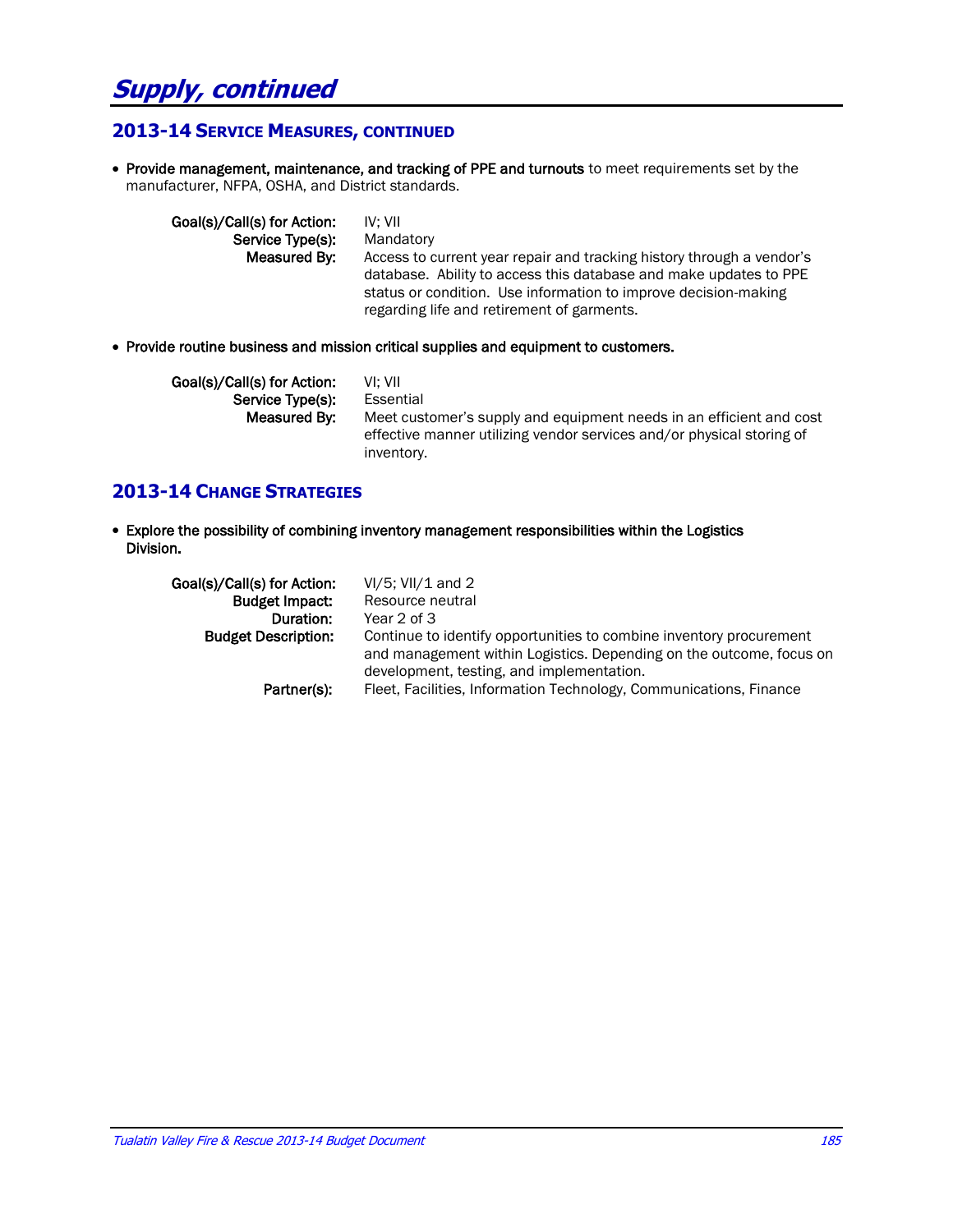# *Supply, continued*

## 2013-14 Service Measures, continued

- **Provide management, maintenance, and tracking of PPE and turnouts** to meet requirements set by the manufacturer, NFPA, OSHA, and District standards.

  **Goal(s)/Call(s) for Action:** IV; VII
  **Service Type(s):** Mandatory
  **Measured By:** Access to current year repair and tracking history through a vendor's database. Ability to access this database and make updates to PPE status or condition. Use information to improve decision-making regarding life and retirement of garments.

- **Provide routine business and mission critical supplies and equipment to customers.**

  **Goal(s)/Call(s) for Action:** VI; VII
  **Service Type(s):** Essential
  **Measured By:** Meet customer's supply and equipment needs in an efficient and cost effective manner utilizing vendor services and/or physical storing of inventory.

## 2013-14 Change Strategies

- **Explore the possibility of combining inventory management responsibilities within the Logistics Division.**

  **Goal(s)/Call(s) for Action:** VI/5; VII/1 and 2
  **Budget Impact:** Resource neutral
  **Duration:** Year 2 of 3
  **Budget Description:** Continue to identify opportunities to combine inventory procurement and management within Logistics. Depending on the outcome, focus on development, testing, and implementation.
  **Partner(s):** Fleet, Facilities, Information Technology, Communications, Finance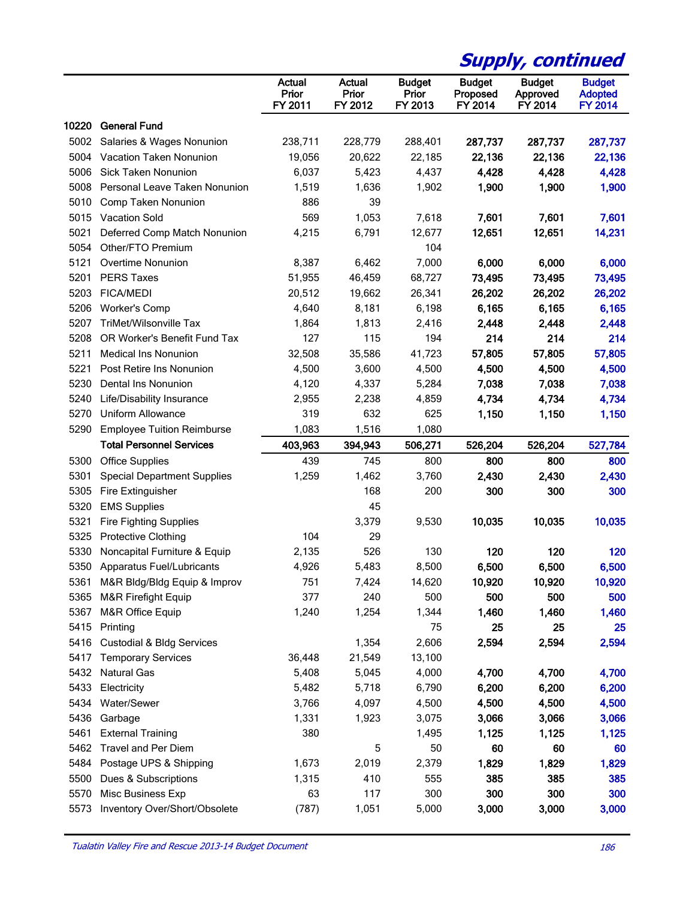# Supply, continued

| | | Actual Prior FY 2011 | Actual Prior FY 2012 | Budget Prior FY 2013 | Budget Proposed FY 2014 | Budget Approved FY 2014 | Budget Adopted FY 2014 |
|---|---|---|---|---|---|---|---|
| **10220** | **General Fund** | | | | | | |
| 5002 | Salaries & Wages Nonunion | 238,711 | 228,779 | 288,401 | **287,737** | **287,737** | **287,737** |
| 5004 | Vacation Taken Nonunion | 19,056 | 20,622 | 22,185 | **22,136** | **22,136** | **22,136** |
| 5006 | Sick Taken Nonunion | 6,037 | 5,423 | 4,437 | **4,428** | **4,428** | **4,428** |
| 5008 | Personal Leave Taken Nonunion | 1,519 | 1,636 | 1,902 | **1,900** | **1,900** | **1,900** |
| 5010 | Comp Taken Nonunion | 886 | 39 | | | | |
| 5015 | Vacation Sold | 569 | 1,053 | 7,618 | **7,601** | **7,601** | **7,601** |
| 5021 | Deferred Comp Match Nonunion | 4,215 | 6,791 | 12,677 | **12,651** | **12,651** | **14,231** |
| 5054 | Other/FTO Premium | | | 104 | | | |
| 5121 | Overtime Nonunion | 8,387 | 6,462 | 7,000 | **6,000** | **6,000** | **6,000** |
| 5201 | PERS Taxes | 51,955 | 46,459 | 68,727 | **73,495** | **73,495** | **73,495** |
| 5203 | FICA/MEDI | 20,512 | 19,662 | 26,341 | **26,202** | **26,202** | **26,202** |
| 5206 | Worker's Comp | 4,640 | 8,181 | 6,198 | **6,165** | **6,165** | **6,165** |
| 5207 | TriMet/Wilsonville Tax | 1,864 | 1,813 | 2,416 | **2,448** | **2,448** | **2,448** |
| 5208 | OR Worker's Benefit Fund Tax | 127 | 115 | 194 | **214** | **214** | **214** |
| 5211 | Medical Ins Nonunion | 32,508 | 35,586 | 41,723 | **57,805** | **57,805** | **57,805** |
| 5221 | Post Retire Ins Nonunion | 4,500 | 3,600 | 4,500 | **4,500** | **4,500** | **4,500** |
| 5230 | Dental Ins Nonunion | 4,120 | 4,337 | 5,284 | **7,038** | **7,038** | **7,038** |
| 5240 | Life/Disability Insurance | 2,955 | 2,238 | 4,859 | **4,734** | **4,734** | **4,734** |
| 5270 | Uniform Allowance | 319 | 632 | 625 | **1,150** | **1,150** | **1,150** |
| 5290 | Employee Tuition Reimburse | 1,083 | 1,516 | 1,080 | | | |
| | **Total Personnel Services** | **403,963** | **394,943** | **506,271** | **526,204** | **526,204** | **527,784** |
| 5300 | Office Supplies | 439 | 745 | 800 | **800** | **800** | **800** |
| 5301 | Special Department Supplies | 1,259 | 1,462 | 3,760 | **2,430** | **2,430** | **2,430** |
| 5305 | Fire Extinguisher | | 168 | 200 | **300** | **300** | **300** |
| 5320 | EMS Supplies | | 45 | | | | |
| 5321 | Fire Fighting Supplies | | 3,379 | 9,530 | **10,035** | **10,035** | **10,035** |
| 5325 | Protective Clothing | 104 | 29 | | | | |
| 5330 | Noncapital Furniture & Equip | 2,135 | 526 | 130 | **120** | **120** | **120** |
| 5350 | Apparatus Fuel/Lubricants | 4,926 | 5,483 | 8,500 | **6,500** | **6,500** | **6,500** |
| 5361 | M&R Bldg/Bldg Equip & Improv | 751 | 7,424 | 14,620 | **10,920** | **10,920** | **10,920** |
| 5365 | M&R Firefight Equip | 377 | 240 | 500 | **500** | **500** | **500** |
| 5367 | M&R Office Equip | 1,240 | 1,254 | 1,344 | **1,460** | **1,460** | **1,460** |
| 5415 | Printing | | | 75 | **25** | **25** | **25** |
| 5416 | Custodial & Bldg Services | | 1,354 | 2,606 | **2,594** | **2,594** | **2,594** |
| 5417 | Temporary Services | 36,448 | 21,549 | 13,100 | | | |
| 5432 | Natural Gas | 5,408 | 5,045 | 4,000 | **4,700** | **4,700** | **4,700** |
| 5433 | Electricity | 5,482 | 5,718 | 6,790 | **6,200** | **6,200** | **6,200** |
| 5434 | Water/Sewer | 3,766 | 4,097 | 4,500 | **4,500** | **4,500** | **4,500** |
| 5436 | Garbage | 1,331 | 1,923 | 3,075 | **3,066** | **3,066** | **3,066** |
| 5461 | External Training | 380 | | 1,495 | **1,125** | **1,125** | **1,125** |
| 5462 | Travel and Per Diem | | 5 | 50 | **60** | **60** | **60** |
| 5484 | Postage UPS & Shipping | 1,673 | 2,019 | 2,379 | **1,829** | **1,829** | **1,829** |
| 5500 | Dues & Subscriptions | 1,315 | 410 | 555 | **385** | **385** | **385** |
| 5570 | Misc Business Exp | 63 | 117 | 300 | **300** | **300** | **300** |
| 5573 | Inventory Over/Short/Obsolete | (787) | 1,051 | 5,000 | **3,000** | **3,000** | **3,000** |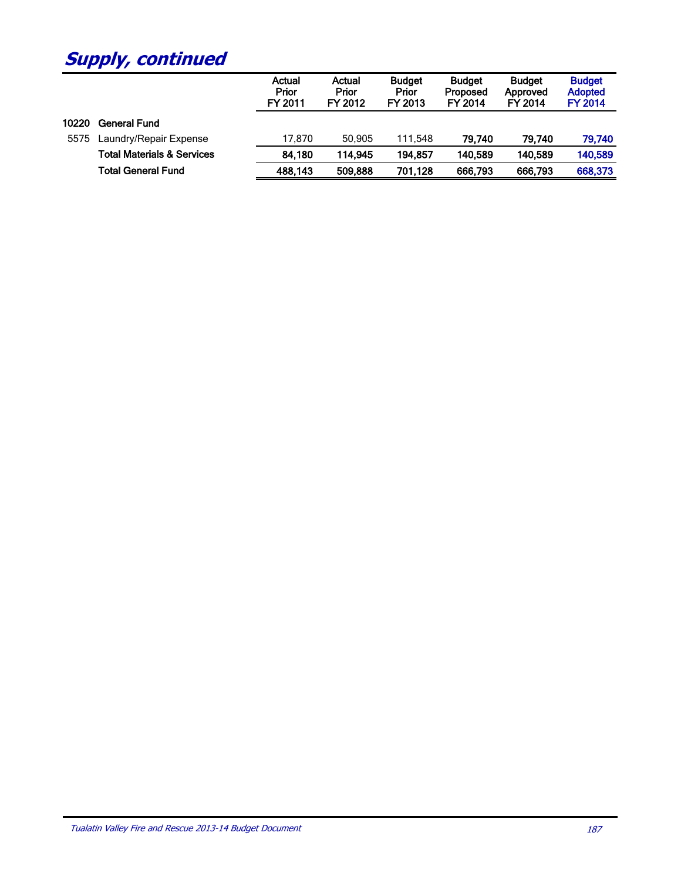# Supply, continued

| | | Actual Prior FY 2011 | Actual Prior FY 2012 | Budget Prior FY 2013 | Budget Proposed FY 2014 | Budget Approved FY 2014 | Budget Adopted FY 2014 |
|---|---|---|---|---|---|---|---|
| **10220** | **General Fund** | | | | | | |
| 5575 | Laundry/Repair Expense | 17,870 | 50,905 | 111,548 | **79,740** | **79,740** | **79,740** |
| | **Total Materials & Services** | **84,180** | **114,945** | **194,857** | **140,589** | **140,589** | **140,589** |
| | **Total General Fund** | **488,143** | **509,888** | **701,128** | **666,793** | **666,793** | **668,373** |